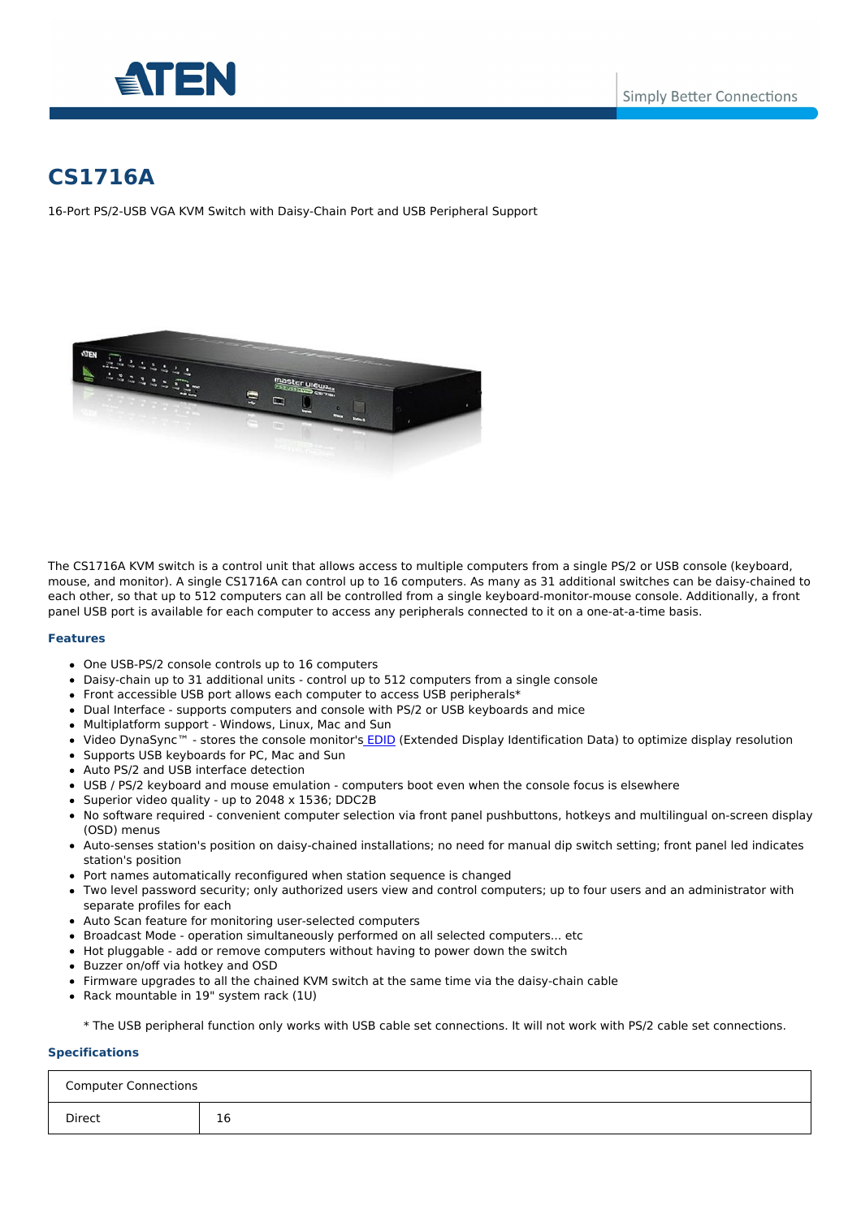# CS1716A

16-Port PS/2-USB VGA KVM Switch with Daisy-Chain Port and USB Peripheral Support

The CS1716A KVM switch is a control unit that allows access to multiple computers from a single PS/2 or USB console (keyboard, mouse, and monitor). A single CS1716A can control up to 16 computers. As many as 31 additional switches can be daisy-chained to each other, so that up to 512 computers can all be controlled from a single keyboard-monitor-mouse console. Additionally, a front panel USB port is available for each computer to access any peripherals connected to it on a one-at-a-time basis.

### Features

- One USB-PS/2 console controls up to 16 computers
- Daisy-chain up to 31 additional units - control up to 512 computers from a single console
- Front accessible USB port allows each computer to access USB peripherals*
- Dual Interface - supports computers and console with PS/2 or USB keyboards and mice
- Multiplatform support - Windows, Linux, Mac and Sun
- Video DynaSync™ - stores the console monitor's EDID (Extended Display Identification Data) to optimize display resolution
- Supports USB keyboards for PC, Mac and Sun
- Auto PS/2 and USB interface detection
- USB / PS/2 keyboard and mouse emulation - computers boot even when the console focus is elsewhere
- Superior video quality - up to 2048 x 1536; DDC2B
- No software required - convenient computer selection via front panel pushbuttons, hotkeys and multilingual on-screen display (OSD) menus
- Auto-senses station's position on daisy-chained installations; no need for manual dip switch setting; front panel led indicates station's position
- Port names automatically reconfigured when station sequence is changed
- Two level password security; only authorized users view and control computers; up to four users and an administrator with separate profiles for each
- Auto Scan feature for monitoring user-selected computers
- Broadcast Mode - operation simultaneously performed on all selected computers... etc
- Hot pluggable - add or remove computers without having to power down the switch
- Buzzer on/off via hotkey and OSD
- Firmware upgrades to all the chained KVM switch at the same time via the daisy-chain cable
- Rack mountable in 19" system rack (1U)

\* The USB peripheral function only works with USB cable set connections. It will not work with PS/2 cable set connections.

### Specifications

| Computer Connections | |
|---|---|
| Direct | 16 |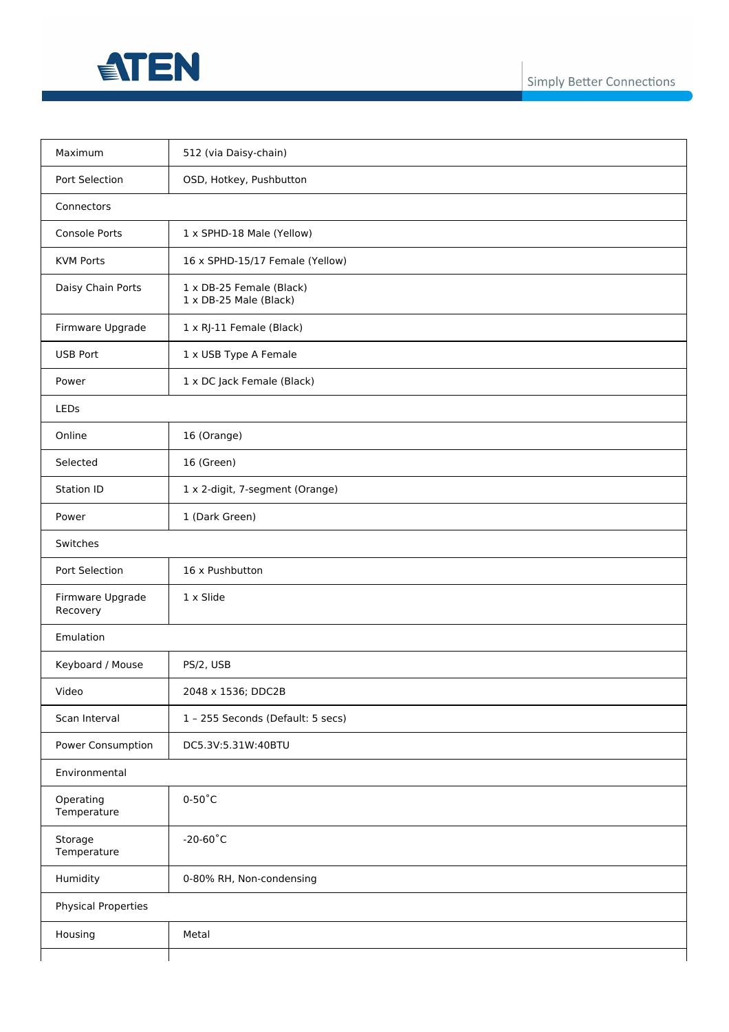| Maximum | 512 (via Daisy-chain) |
|---|---|
| Port Selection | OSD, Hotkey, Pushbutton |
| Connectors | |
| Console Ports | 1 x SPHD-18 Male (Yellow) |
| KVM Ports | 16 x SPHD-15/17 Female (Yellow) |
| Daisy Chain Ports | 1 x DB-25 Female (Black)<br>1 x DB-25 Male (Black) |
| Firmware Upgrade | 1 x RJ-11 Female (Black) |
| USB Port | 1 x USB Type A Female |
| Power | 1 x DC Jack Female (Black) |
| LEDs | |
| Online | 16 (Orange) |
| Selected | 16 (Green) |
| Station ID | 1 x 2-digit, 7-segment (Orange) |
| Power | 1 (Dark Green) |
| Switches | |
| Port Selection | 16 x Pushbutton |
| Firmware Upgrade Recovery | 1 x Slide |
| Emulation | |
| Keyboard / Mouse | PS/2, USB |
| Video | 2048 x 1536; DDC2B |
| Scan Interval | 1 – 255 Seconds (Default: 5 secs) |
| Power Consumption | DC5.3V:5.31W:40BTU |
| Environmental | |
| Operating Temperature | 0-50˚C |
| Storage Temperature | -20-60˚C |
| Humidity | 0-80% RH, Non-condensing |
| Physical Properties | |
| Housing | Metal |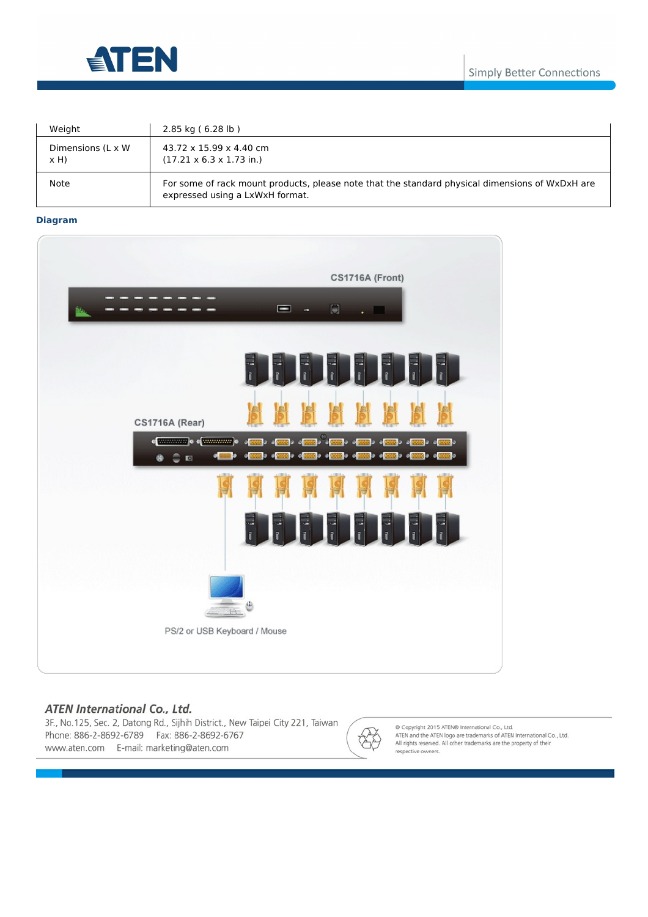| | |
|---|---|
| Weight | 2.85 kg ( 6.28 lb ) |
| Dimensions (L x W x H) | 43.72 x 15.99 x 4.40 cm<br>(17.21 x 6.3 x 1.73 in.) |
| Note | For some of rack mount products, please note that the standard physical dimensions of WxDxH are expressed using a LxWxH format. |

**Diagram**

CS1716A (Front)

CS1716A (Rear)

PS/2 or USB Keyboard / Mouse

***ATEN International Co., Ltd.***

3F., No.125, Sec. 2, Datong Rd., Sijhih District., New Taipei City 221, Taiwan
Phone: 886-2-8692-6789    Fax: 886-2-8692-6767
www.aten.com    E-mail: marketing@aten.com

© Copyright 2015 ATEN® International Co., Ltd.
ATEN and the ATEN logo are trademarks of ATEN International Co., Ltd. All rights reserved. All other trademarks are the property of their respective owners.